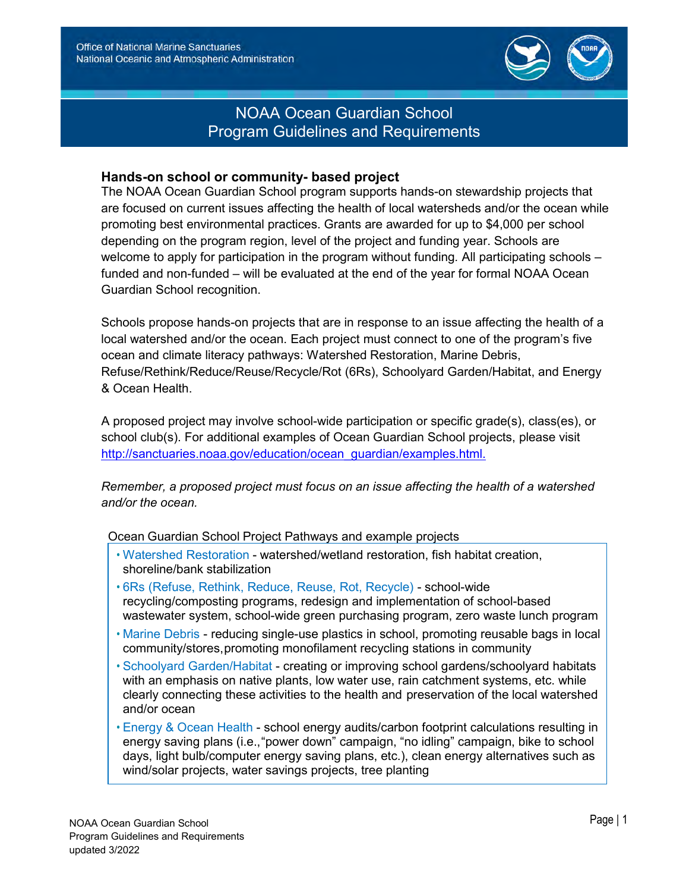Office of National Marine Sanctuaries
National Oceanic and Atmospheric Administration

# NOAA Ocean Guardian School Program Guidelines and Requirements

## Hands-on school or community- based project

The NOAA Ocean Guardian School program supports hands-on stewardship projects that are focused on current issues affecting the health of local watersheds and/or the ocean while promoting best environmental practices. Grants are awarded for up to $4,000 per school depending on the program region, level of the project and funding year. Schools are welcome to apply for participation in the program without funding. All participating schools – funded and non-funded – will be evaluated at the end of the year for formal NOAA Ocean Guardian School recognition.

Schools propose hands-on projects that are in response to an issue affecting the health of a local watershed and/or the ocean. Each project must connect to one of the program's five ocean and climate literacy pathways: Watershed Restoration, Marine Debris, Refuse/Rethink/Reduce/Reuse/Recycle/Rot (6Rs), Schoolyard Garden/Habitat, and Energy & Ocean Health.

A proposed project may involve school-wide participation or specific grade(s), class(es), or school club(s). For additional examples of Ocean Guardian School projects, please visit http://sanctuaries.noaa.gov/education/ocean_guardian/examples.html.

*Remember, a proposed project must focus on an issue affecting the health of a watershed and/or the ocean.*

Ocean Guardian School Project Pathways and example projects

- Watershed Restoration - watershed/wetland restoration, fish habitat creation, shoreline/bank stabilization
- 6Rs (Refuse, Rethink, Reduce, Reuse, Rot, Recycle) - school-wide recycling/composting programs, redesign and implementation of school-based wastewater system, school-wide green purchasing program, zero waste lunch program
- Marine Debris - reducing single-use plastics in school, promoting reusable bags in local community/stores, promoting monofilament recycling stations in community
- Schoolyard Garden/Habitat - creating or improving school gardens/schoolyard habitats with an emphasis on native plants, low water use, rain catchment systems, etc. while clearly connecting these activities to the health and preservation of the local watershed and/or ocean
- Energy & Ocean Health - school energy audits/carbon footprint calculations resulting in energy saving plans (i.e., "power down" campaign, "no idling" campaign, bike to school days, light bulb/computer energy saving plans, etc.), clean energy alternatives such as wind/solar projects, water savings projects, tree planting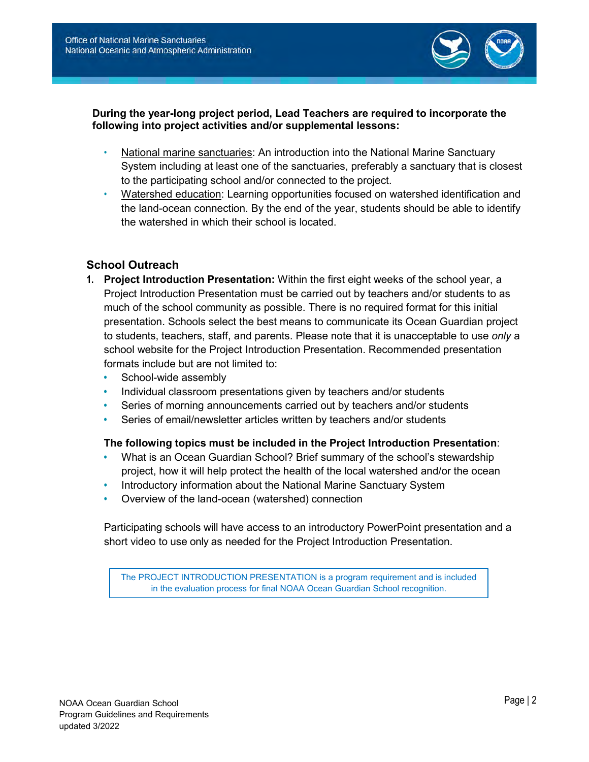**During the year-long project period, Lead Teachers are required to incorporate the following into project activities and/or supplemental lessons:**

- National marine sanctuaries: An introduction into the National Marine Sanctuary System including at least one of the sanctuaries, preferably a sanctuary that is closest to the participating school and/or connected to the project.
- Watershed education: Learning opportunities focused on watershed identification and the land-ocean connection. By the end of the year, students should be able to identify the watershed in which their school is located.

## School Outreach

1. **Project Introduction Presentation:** Within the first eight weeks of the school year, a Project Introduction Presentation must be carried out by teachers and/or students to as much of the school community as possible. There is no required format for this initial presentation. Schools select the best means to communicate its Ocean Guardian project to students, teachers, staff, and parents. Please note that it is unacceptable to use *only* a school website for the Project Introduction Presentation. Recommended presentation formats include but are not limited to:
   - School-wide assembly
   - Individual classroom presentations given by teachers and/or students
   - Series of morning announcements carried out by teachers and/or students
   - Series of email/newsletter articles written by teachers and/or students

   **The following topics must be included in the Project Introduction Presentation**:
   - What is an Ocean Guardian School? Brief summary of the school's stewardship project, how it will help protect the health of the local watershed and/or the ocean
   - Introductory information about the National Marine Sanctuary System
   - Overview of the land-ocean (watershed) connection

   Participating schools will have access to an introductory PowerPoint presentation and a short video to use only as needed for the Project Introduction Presentation.

   The PROJECT INTRODUCTION PRESENTATION is a program requirement and is included in the evaluation process for final NOAA Ocean Guardian School recognition.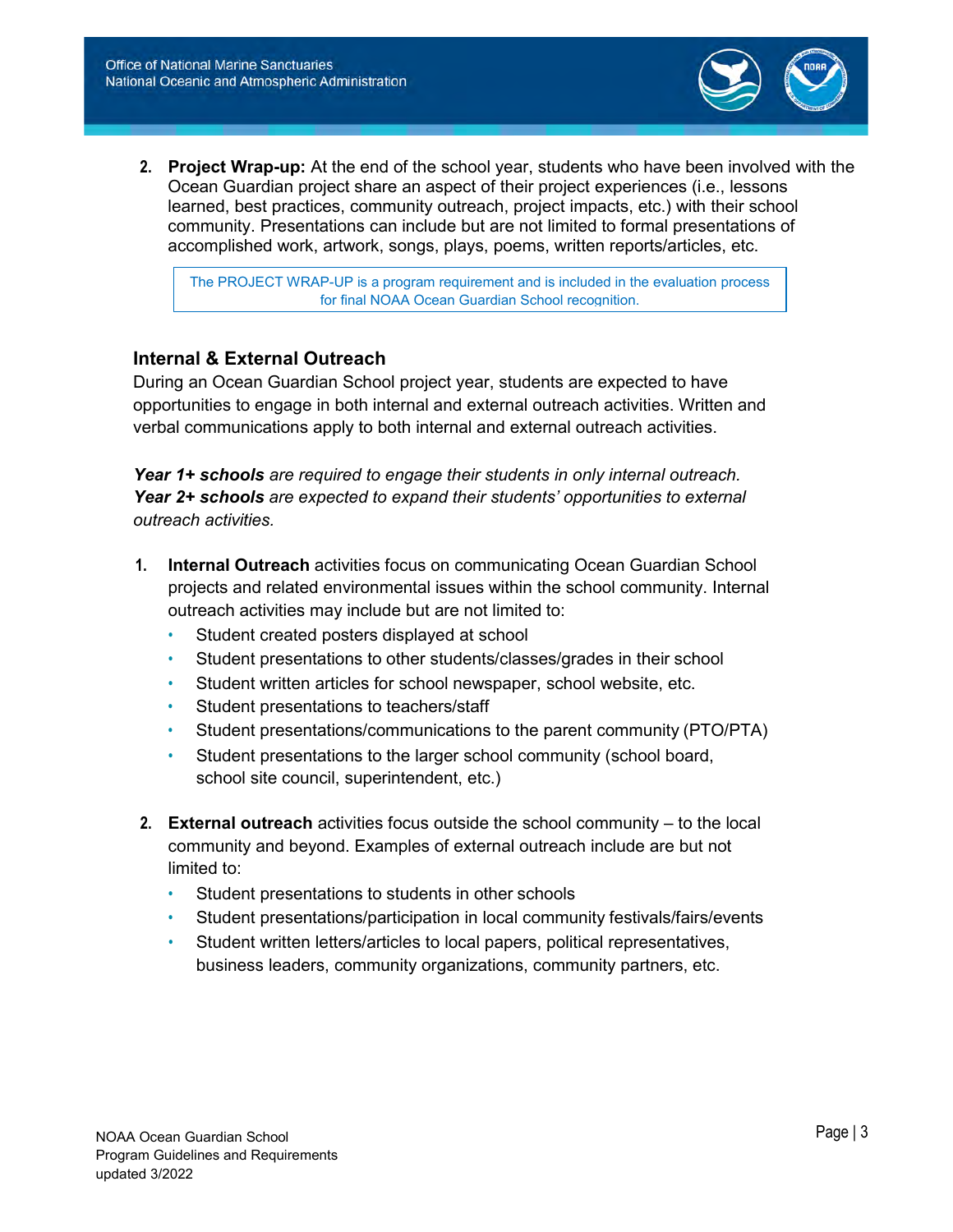2. **Project Wrap-up:** At the end of the school year, students who have been involved with the Ocean Guardian project share an aspect of their project experiences (i.e., lessons learned, best practices, community outreach, project impacts, etc.) with their school community. Presentations can include but are not limited to formal presentations of accomplished work, artwork, songs, plays, poems, written reports/articles, etc.

> The PROJECT WRAP-UP is a program requirement and is included in the evaluation process for final NOAA Ocean Guardian School recognition.

## Internal & External Outreach

During an Ocean Guardian School project year, students are expected to have opportunities to engage in both internal and external outreach activities. Written and verbal communications apply to both internal and external outreach activities.

***Year 1+ schools** are required to engage their students in only internal outreach.*
***Year 2+ schools** are expected to expand their students' opportunities to external outreach activities.*

1. **Internal Outreach** activities focus on communicating Ocean Guardian School projects and related environmental issues within the school community. Internal outreach activities may include but are not limited to:
   - Student created posters displayed at school
   - Student presentations to other students/classes/grades in their school
   - Student written articles for school newspaper, school website, etc.
   - Student presentations to teachers/staff
   - Student presentations/communications to the parent community (PTO/PTA)
   - Student presentations to the larger school community (school board, school site council, superintendent, etc.)

2. **External outreach** activities focus outside the school community – to the local community and beyond. Examples of external outreach include are but not limited to:
   - Student presentations to students in other schools
   - Student presentations/participation in local community festivals/fairs/events
   - Student written letters/articles to local papers, political representatives, business leaders, community organizations, community partners, etc.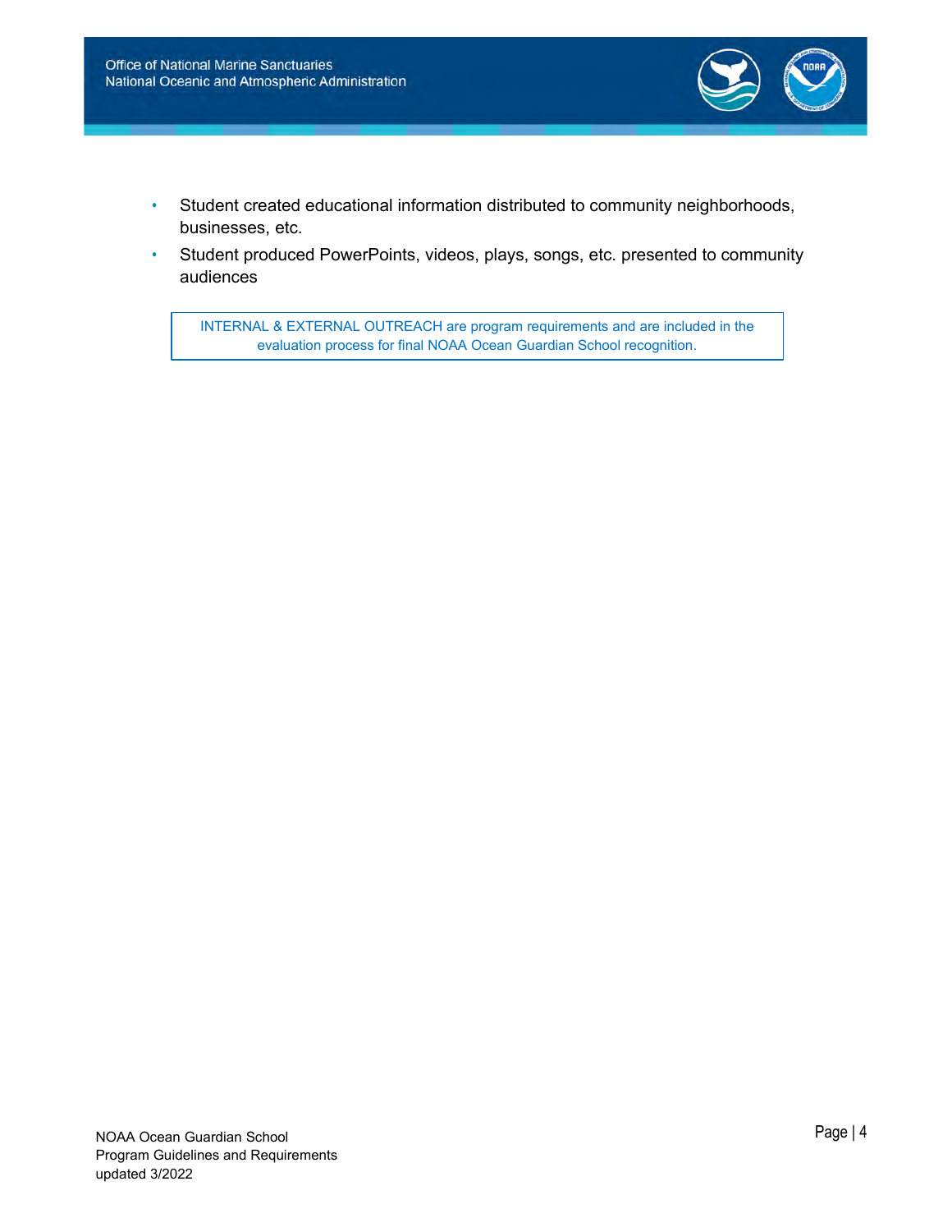- Student created educational information distributed to community neighborhoods, businesses, etc.
- Student produced PowerPoints, videos, plays, songs, etc. presented to community audiences

> INTERNAL & EXTERNAL OUTREACH are program requirements and are included in the evaluation process for final NOAA Ocean Guardian School recognition.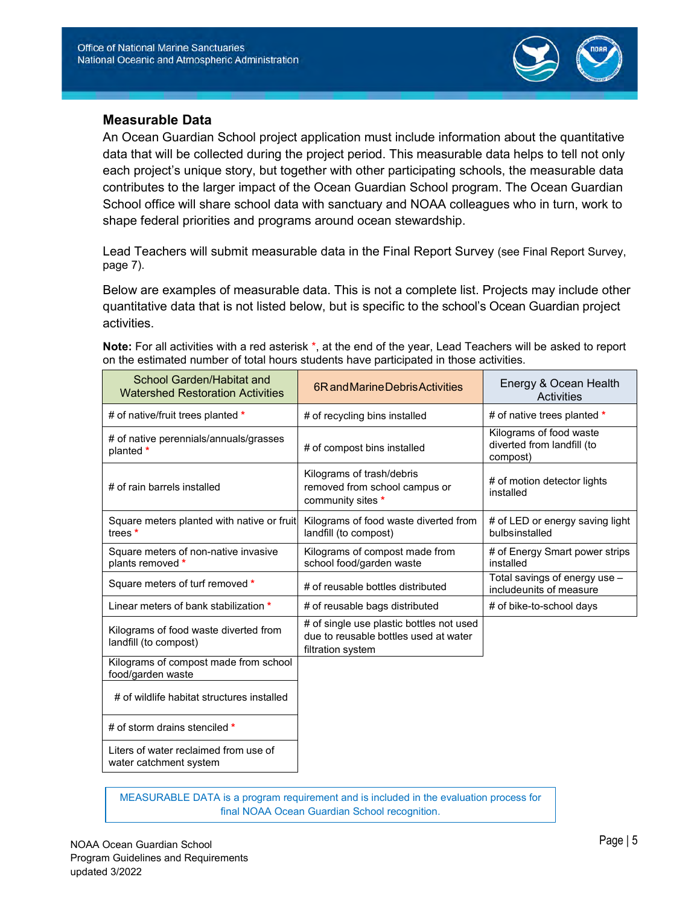## Measurable Data

An Ocean Guardian School project application must include information about the quantitative data that will be collected during the project period. This measurable data helps to tell not only each project's unique story, but together with other participating schools, the measurable data contributes to the larger impact of the Ocean Guardian School program. The Ocean Guardian School office will share school data with sanctuary and NOAA colleagues who in turn, work to shape federal priorities and programs around ocean stewardship.

Lead Teachers will submit measurable data in the Final Report Survey (see Final Report Survey, page 7).

Below are examples of measurable data. This is not a complete list. Projects may include other quantitative data that is not listed below, but is specific to the school's Ocean Guardian project activities.

**Note:** For all activities with a red asterisk *, at the end of the year, Lead Teachers will be asked to report on the estimated number of total hours students have participated in those activities.

| School Garden/Habitat and Watershed Restoration Activities | 6R and Marine Debris Activities | Energy & Ocean Health Activities |
|---|---|---|
| # of native/fruit trees planted * | # of recycling bins installed | # of native trees planted * |
| # of native perennials/annuals/grasses planted * | # of compost bins installed | Kilograms of food waste diverted from landfill (to compost) |
| # of rain barrels installed | Kilograms of trash/debris removed from school campus or community sites * | # of motion detector lights installed |
| Square meters planted with native or fruit trees * | Kilograms of food waste diverted from landfill (to compost) | # of LED or energy saving light bulbsinstalled |
| Square meters of non-native invasive plants removed * | Kilograms of compost made from school food/garden waste | # of Energy Smart power strips installed |
| Square meters of turf removed * | # of reusable bottles distributed | Total savings of energy use – includeunits of measure |
| Linear meters of bank stabilization * | # of reusable bags distributed | # of bike-to-school days |
| Kilograms of food waste diverted from landfill (to compost) | # of single use plastic bottles not used due to reusable bottles used at water filtration system | |
| Kilograms of compost made from school food/garden waste | | |
| # of wildlife habitat structures installed | | |
| # of storm drains stenciled * | | |
| Liters of water reclaimed from use of water catchment system | | |

MEASURABLE DATA is a program requirement and is included in the evaluation process for final NOAA Ocean Guardian School recognition.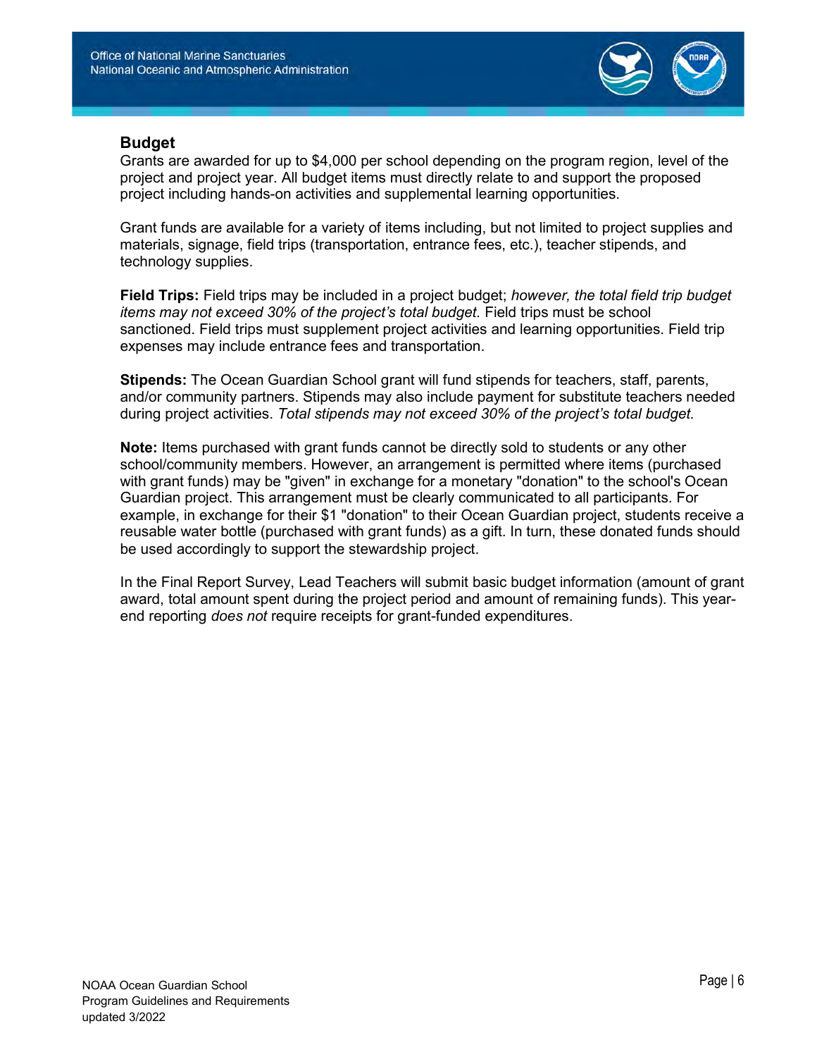## Budget

Grants are awarded for up to $4,000 per school depending on the program region, level of the project and project year. All budget items must directly relate to and support the proposed project including hands-on activities and supplemental learning opportunities.

Grant funds are available for a variety of items including, but not limited to project supplies and materials, signage, field trips (transportation, entrance fees, etc.), teacher stipends, and technology supplies.

**Field Trips:** Field trips may be included in a project budget; *however, the total field trip budget items may not exceed 30% of the project's total budget.* Field trips must be school sanctioned. Field trips must supplement project activities and learning opportunities. Field trip expenses may include entrance fees and transportation.

**Stipends:** The Ocean Guardian School grant will fund stipends for teachers, staff, parents, and/or community partners. Stipends may also include payment for substitute teachers needed during project activities. *Total stipends may not exceed 30% of the project's total budget.*

**Note:** Items purchased with grant funds cannot be directly sold to students or any other school/community members. However, an arrangement is permitted where items (purchased with grant funds) may be "given" in exchange for a monetary "donation" to the school's Ocean Guardian project. This arrangement must be clearly communicated to all participants. For example, in exchange for their $1 "donation" to their Ocean Guardian project, students receive a reusable water bottle (purchased with grant funds) as a gift. In turn, these donated funds should be used accordingly to support the stewardship project.

In the Final Report Survey, Lead Teachers will submit basic budget information (amount of grant award, total amount spent during the project period and amount of remaining funds). This year-end reporting *does not* require receipts for grant-funded expenditures.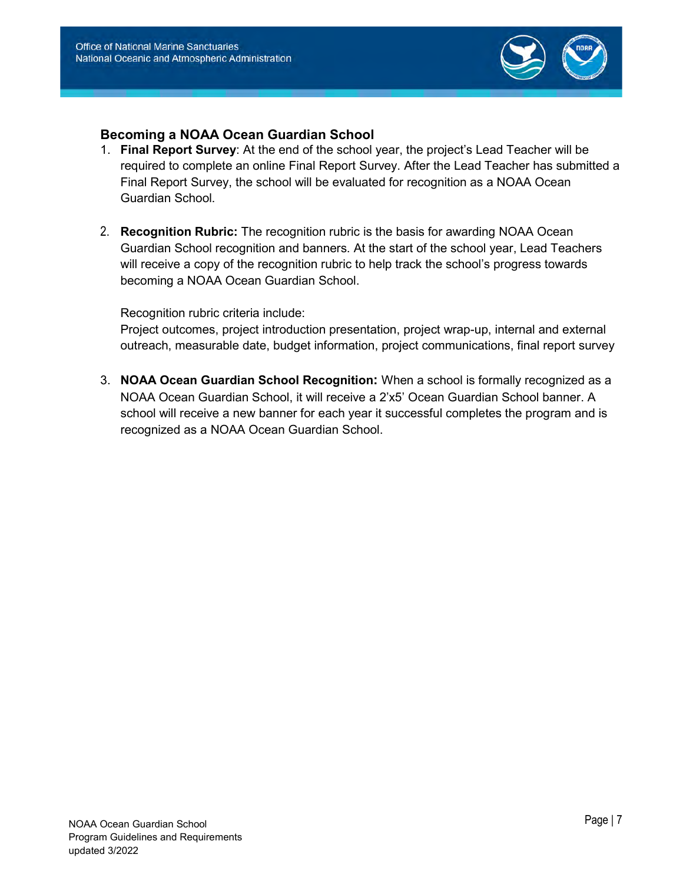## Becoming a NOAA Ocean Guardian School

1. **Final Report Survey**: At the end of the school year, the project's Lead Teacher will be required to complete an online Final Report Survey. After the Lead Teacher has submitted a Final Report Survey, the school will be evaluated for recognition as a NOAA Ocean Guardian School.

2. **Recognition Rubric:** The recognition rubric is the basis for awarding NOAA Ocean Guardian School recognition and banners. At the start of the school year, Lead Teachers will receive a copy of the recognition rubric to help track the school's progress towards becoming a NOAA Ocean Guardian School.

   Recognition rubric criteria include:
   Project outcomes, project introduction presentation, project wrap-up, internal and external outreach, measurable date, budget information, project communications, final report survey

3. **NOAA Ocean Guardian School Recognition:** When a school is formally recognized as a NOAA Ocean Guardian School, it will receive a 2'x5' Ocean Guardian School banner. A school will receive a new banner for each year it successful completes the program and is recognized as a NOAA Ocean Guardian School.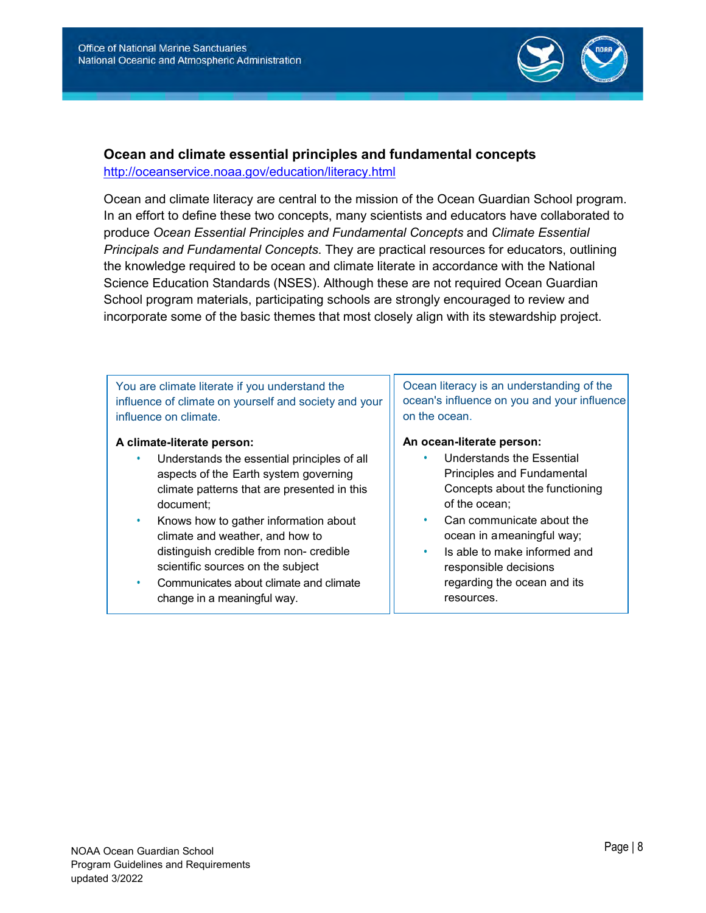### Ocean and climate essential principles and fundamental concepts

http://oceanservice.noaa.gov/education/literacy.html

Ocean and climate literacy are central to the mission of the Ocean Guardian School program. In an effort to define these two concepts, many scientists and educators have collaborated to produce *Ocean Essential Principles and Fundamental Concepts* and *Climate Essential Principals and Fundamental Concepts*. They are practical resources for educators, outlining the knowledge required to be ocean and climate literate in accordance with the National Science Education Standards (NSES). Although these are not required Ocean Guardian School program materials, participating schools are strongly encouraged to review and incorporate some of the basic themes that most closely align with its stewardship project.

You are climate literate if you understand the influence of climate on yourself and society and your influence on climate.

**A climate-literate person:**

- Understands the essential principles of all aspects of the Earth system governing climate patterns that are presented in this document;
- Knows how to gather information about climate and weather, and how to distinguish credible from non- credible scientific sources on the subject
- Communicates about climate and climate change in a meaningful way.

Ocean literacy is an understanding of the ocean's influence on you and your influence on the ocean.

**An ocean-literate person:**

- Understands the Essential Principles and Fundamental Concepts about the functioning of the ocean;
- Can communicate about the ocean in a meaningful way;
- Is able to make informed and responsible decisions regarding the ocean and its resources.